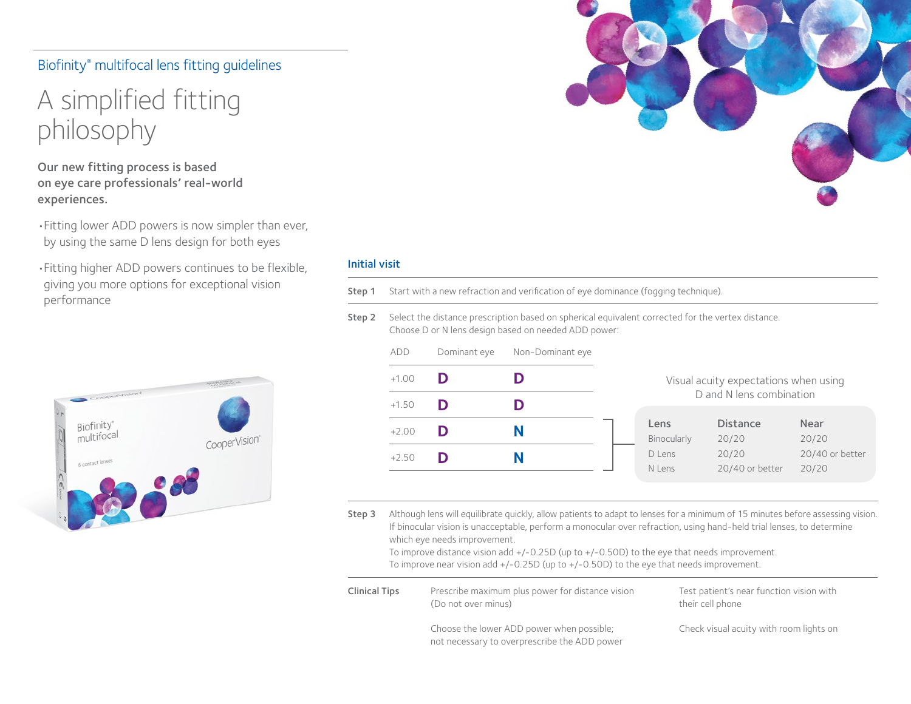Biofinity® multifocal lens fitting guidelines

# A simplified fitting philosophy

**Our new fitting process is based on eye care professionals' real-world experiences.**

- Fitting lower ADD powers is now simpler than ever, by using the same D lens design for both eyes
- Fitting higher ADD powers continues to be flexible, giving you more options for exceptional vision performance

## Initial visit

**Step 1** Start with a new refraction and verification of eye dominance (fogging technique).

**Step 2** Select the distance prescription based on spherical equivalent corrected for the vertex distance. Choose D or N lens design based on needed ADD power:

| ADD | Dominant eye | Non-Dominant eye |
|---|---|---|
| +1.00 | **D** | **D** |
| +1.50 | **D** | **D** |
| +2.00 | **D** | **N** |
| +2.50 | **D** | **N** |

Visual acuity expectations when using D and N lens combination

| Lens | Distance | Near |
|---|---|---|
| Binocularly | 20/20 | 20/20 |
| D Lens | 20/20 | 20/40 or better |
| N Lens | 20/40 or better | 20/20 |

**Step 3** Although lens will equilibrate quickly, allow patients to adapt to lenses for a minimum of 15 minutes before assessing vision. If binocular vision is unacceptable, perform a monocular over refraction, using hand-held trial lenses, to determine which eye needs improvement.
To improve distance vision add +/-0.25D (up to +/-0.50D) to the eye that needs improvement.
To improve near vision add +/-0.25D (up to +/-0.50D) to the eye that needs improvement.

**Clinical Tips**

- Prescribe maximum plus power for distance vision (Do not over minus)
- Choose the lower ADD power when possible; not necessary to overprescribe the ADD power
- Test patient's near function vision with their cell phone
- Check visual acuity with room lights on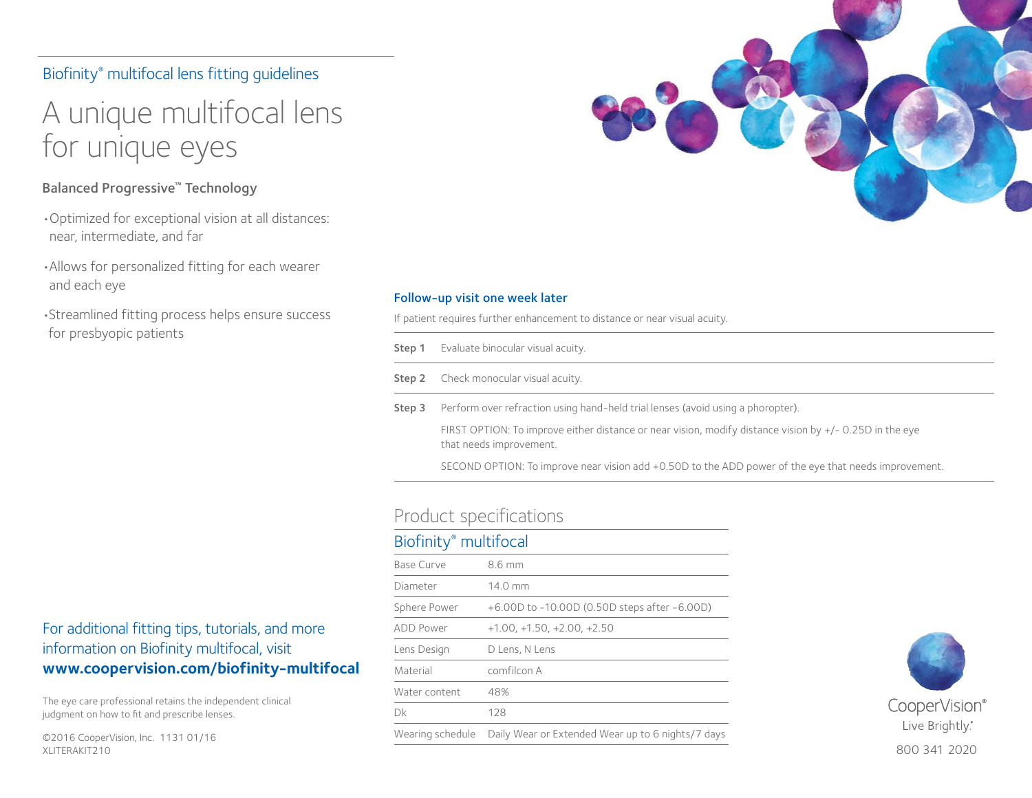Biofinity® multifocal lens fitting guidelines

# A unique multifocal lens for unique eyes

### Balanced Progressive™ Technology

- Optimized for exceptional vision at all distances: near, intermediate, and far
- Allows for personalized fitting for each wearer and each eye
- Streamlined fitting process helps ensure success for presbyopic patients

## Follow-up visit one week later

If patient requires further enhancement to distance or near visual acuity.

**Step 1** Evaluate binocular visual acuity.

**Step 2** Check monocular visual acuity.

**Step 3** Perform over refraction using hand-held trial lenses (avoid using a phoropter).

FIRST OPTION: To improve either distance or near vision, modify distance vision by +/- 0.25D in the eye that needs improvement.

SECOND OPTION: To improve near vision add +0.50D to the ADD power of the eye that needs improvement.

## Product specifications

### Biofinity® multifocal

| | |
|---|---|
| Base Curve | 8.6 mm |
| Diameter | 14.0 mm |
| Sphere Power | +6.00D to -10.00D (0.50D steps after -6.00D) |
| ADD Power | +1.00, +1.50, +2.00, +2.50 |
| Lens Design | D Lens, N Lens |
| Material | comfilcon A |
| Water content | 48% |
| Dk | 128 |
| Wearing schedule | Daily Wear or Extended Wear up to 6 nights/7 days |

For additional fitting tips, tutorials, and more information on Biofinity multifocal, visit **www.coopervision.com/biofinity-multifocal**

The eye care professional retains the independent clinical judgment on how to fit and prescribe lenses.

©2016 CooperVision, Inc. 1131 01/16
XLITERAKIT210

CooperVision®
Live Brightly.®
800 341 2020